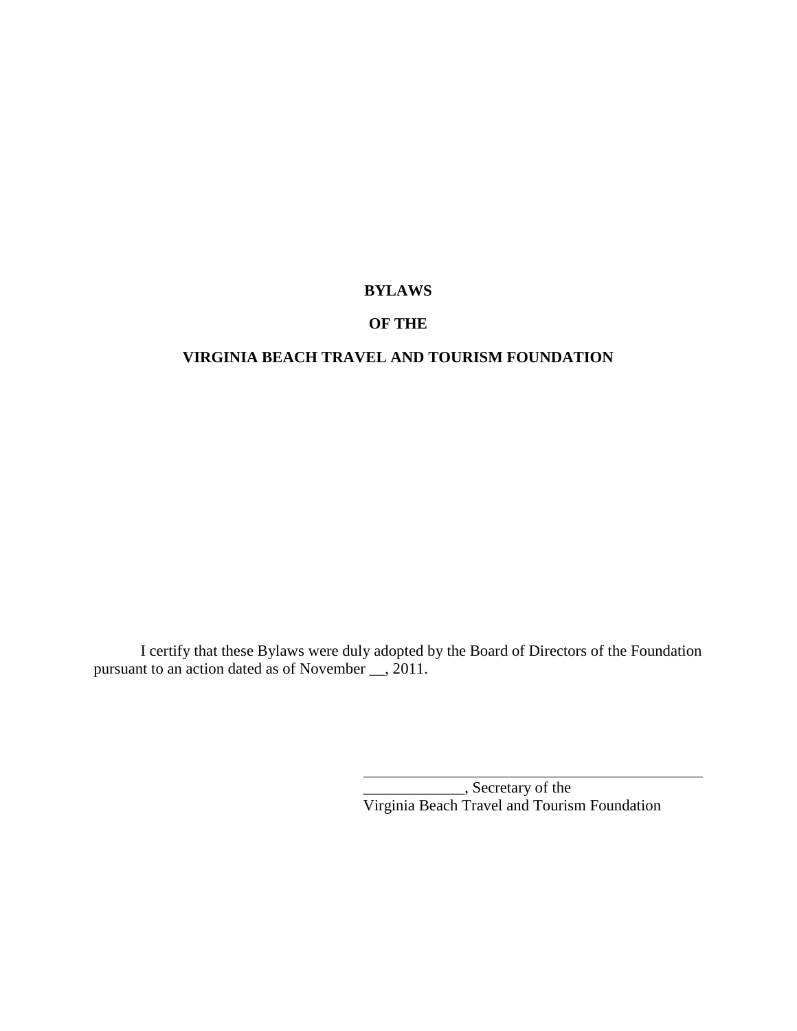# BYLAWS

# OF THE

# VIRGINIA BEACH TRAVEL AND TOURISM FOUNDATION

I certify that these Bylaws were duly adopted by the Board of Directors of the Foundation pursuant to an action dated as of November __, 2011.

_____________________________________________

_____________, Secretary of the
Virginia Beach Travel and Tourism Foundation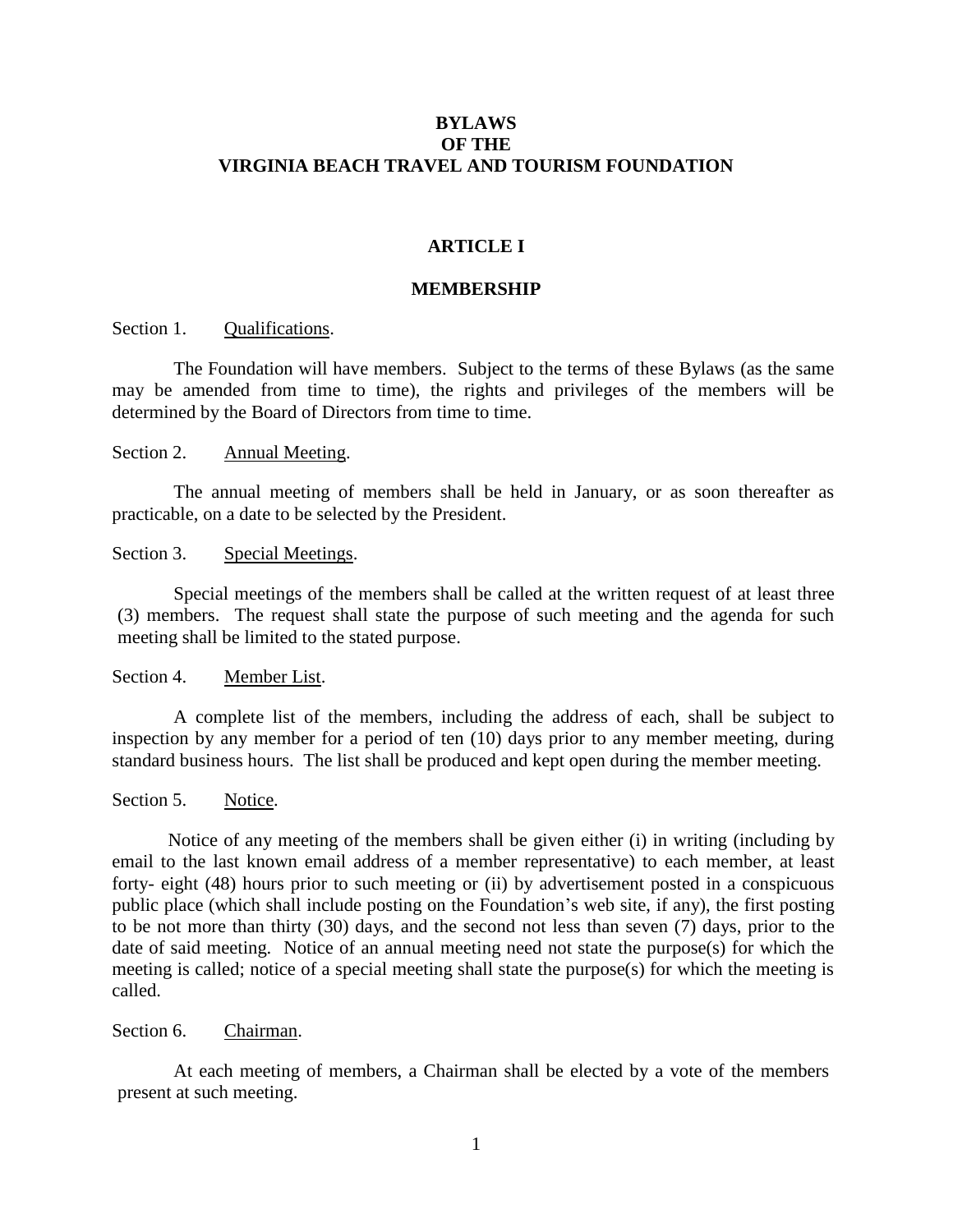# BYLAWS OF THE VIRGINIA BEACH TRAVEL AND TOURISM FOUNDATION

## ARTICLE I

## MEMBERSHIP

Section 1. Qualifications.

The Foundation will have members. Subject to the terms of these Bylaws (as the same may be amended from time to time), the rights and privileges of the members will be determined by the Board of Directors from time to time.

Section 2. Annual Meeting.

The annual meeting of members shall be held in January, or as soon thereafter as practicable, on a date to be selected by the President.

Section 3. Special Meetings.

Special meetings of the members shall be called at the written request of at least three (3) members. The request shall state the purpose of such meeting and the agenda for such meeting shall be limited to the stated purpose.

Section 4. Member List.

A complete list of the members, including the address of each, shall be subject to inspection by any member for a period of ten (10) days prior to any member meeting, during standard business hours. The list shall be produced and kept open during the member meeting.

Section 5. Notice.

Notice of any meeting of the members shall be given either (i) in writing (including by email to the last known email address of a member representative) to each member, at least forty- eight (48) hours prior to such meeting or (ii) by advertisement posted in a conspicuous public place (which shall include posting on the Foundation's web site, if any), the first posting to be not more than thirty (30) days, and the second not less than seven (7) days, prior to the date of said meeting. Notice of an annual meeting need not state the purpose(s) for which the meeting is called; notice of a special meeting shall state the purpose(s) for which the meeting is called.

Section 6. Chairman.

At each meeting of members, a Chairman shall be elected by a vote of the members present at such meeting.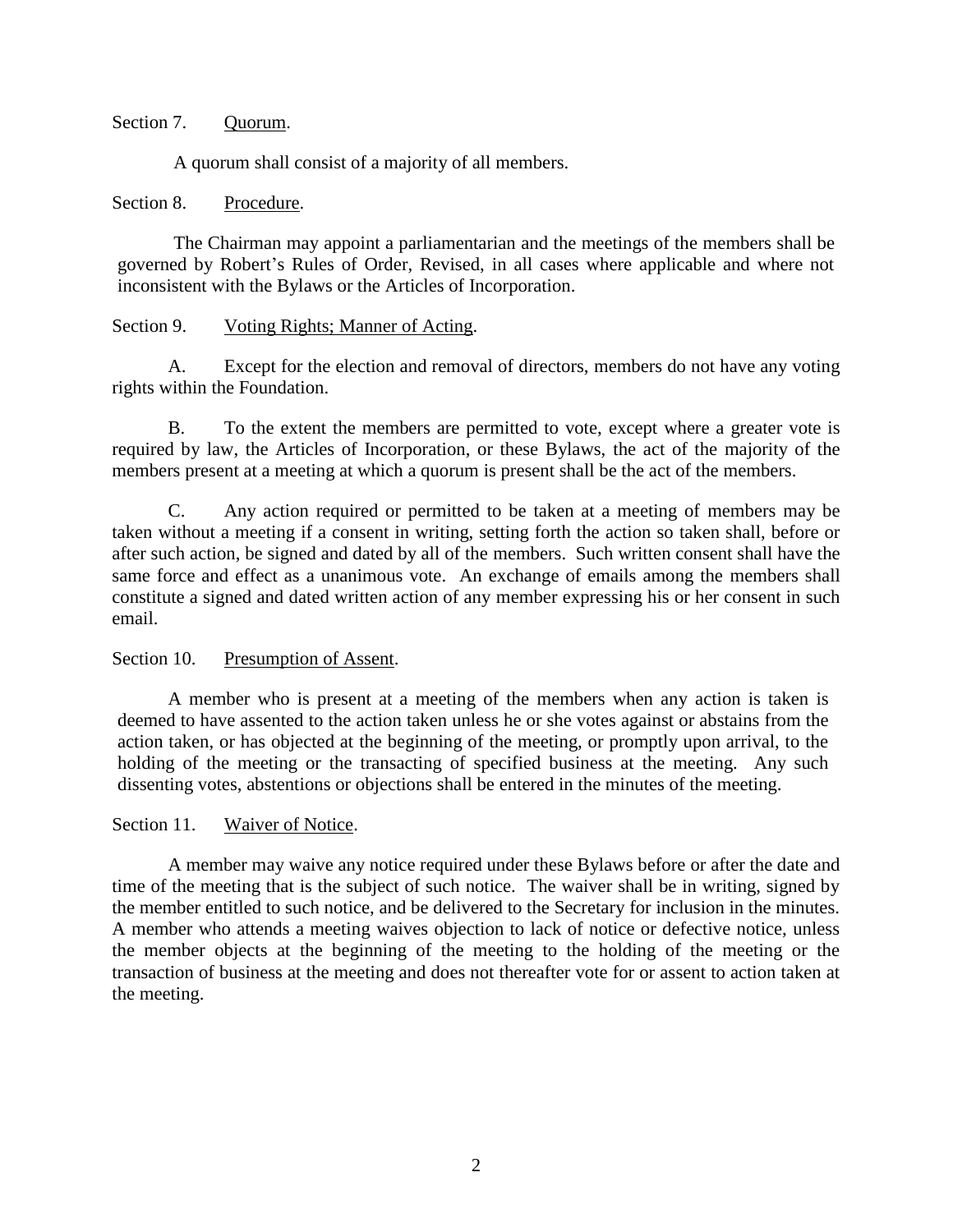Section 7. Quorum.

A quorum shall consist of a majority of all members.

Section 8. Procedure.

The Chairman may appoint a parliamentarian and the meetings of the members shall be governed by Robert's Rules of Order, Revised, in all cases where applicable and where not inconsistent with the Bylaws or the Articles of Incorporation.

Section 9. Voting Rights; Manner of Acting.

A. Except for the election and removal of directors, members do not have any voting rights within the Foundation.

B. To the extent the members are permitted to vote, except where a greater vote is required by law, the Articles of Incorporation, or these Bylaws, the act of the majority of the members present at a meeting at which a quorum is present shall be the act of the members.

C. Any action required or permitted to be taken at a meeting of members may be taken without a meeting if a consent in writing, setting forth the action so taken shall, before or after such action, be signed and dated by all of the members. Such written consent shall have the same force and effect as a unanimous vote. An exchange of emails among the members shall constitute a signed and dated written action of any member expressing his or her consent in such email.

Section 10. Presumption of Assent.

A member who is present at a meeting of the members when any action is taken is deemed to have assented to the action taken unless he or she votes against or abstains from the action taken, or has objected at the beginning of the meeting, or promptly upon arrival, to the holding of the meeting or the transacting of specified business at the meeting. Any such dissenting votes, abstentions or objections shall be entered in the minutes of the meeting.

Section 11. Waiver of Notice.

A member may waive any notice required under these Bylaws before or after the date and time of the meeting that is the subject of such notice. The waiver shall be in writing, signed by the member entitled to such notice, and be delivered to the Secretary for inclusion in the minutes. A member who attends a meeting waives objection to lack of notice or defective notice, unless the member objects at the beginning of the meeting to the holding of the meeting or the transaction of business at the meeting and does not thereafter vote for or assent to action taken at the meeting.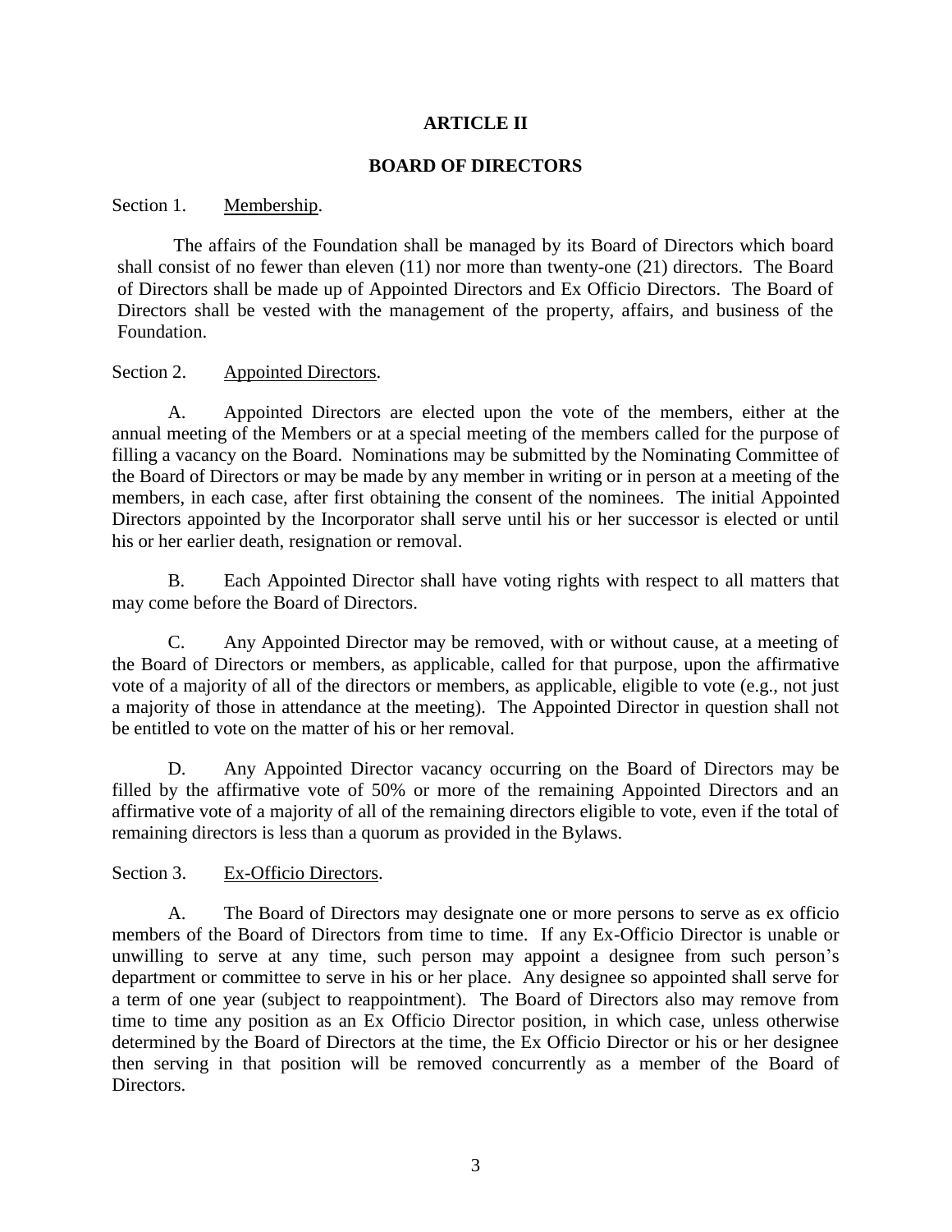## ARTICLE II

## BOARD OF DIRECTORS

Section 1. Membership.

The affairs of the Foundation shall be managed by its Board of Directors which board shall consist of no fewer than eleven (11) nor more than twenty-one (21) directors. The Board of Directors shall be made up of Appointed Directors and Ex Officio Directors. The Board of Directors shall be vested with the management of the property, affairs, and business of the Foundation.

Section 2. Appointed Directors.

A. Appointed Directors are elected upon the vote of the members, either at the annual meeting of the Members or at a special meeting of the members called for the purpose of filling a vacancy on the Board. Nominations may be submitted by the Nominating Committee of the Board of Directors or may be made by any member in writing or in person at a meeting of the members, in each case, after first obtaining the consent of the nominees. The initial Appointed Directors appointed by the Incorporator shall serve until his or her successor is elected or until his or her earlier death, resignation or removal.

B. Each Appointed Director shall have voting rights with respect to all matters that may come before the Board of Directors.

C. Any Appointed Director may be removed, with or without cause, at a meeting of the Board of Directors or members, as applicable, called for that purpose, upon the affirmative vote of a majority of all of the directors or members, as applicable, eligible to vote (e.g., not just a majority of those in attendance at the meeting). The Appointed Director in question shall not be entitled to vote on the matter of his or her removal.

D. Any Appointed Director vacancy occurring on the Board of Directors may be filled by the affirmative vote of 50% or more of the remaining Appointed Directors and an affirmative vote of a majority of all of the remaining directors eligible to vote, even if the total of remaining directors is less than a quorum as provided in the Bylaws.

Section 3. Ex-Officio Directors.

A. The Board of Directors may designate one or more persons to serve as ex officio members of the Board of Directors from time to time. If any Ex-Officio Director is unable or unwilling to serve at any time, such person may appoint a designee from such person's department or committee to serve in his or her place. Any designee so appointed shall serve for a term of one year (subject to reappointment). The Board of Directors also may remove from time to time any position as an Ex Officio Director position, in which case, unless otherwise determined by the Board of Directors at the time, the Ex Officio Director or his or her designee then serving in that position will be removed concurrently as a member of the Board of Directors.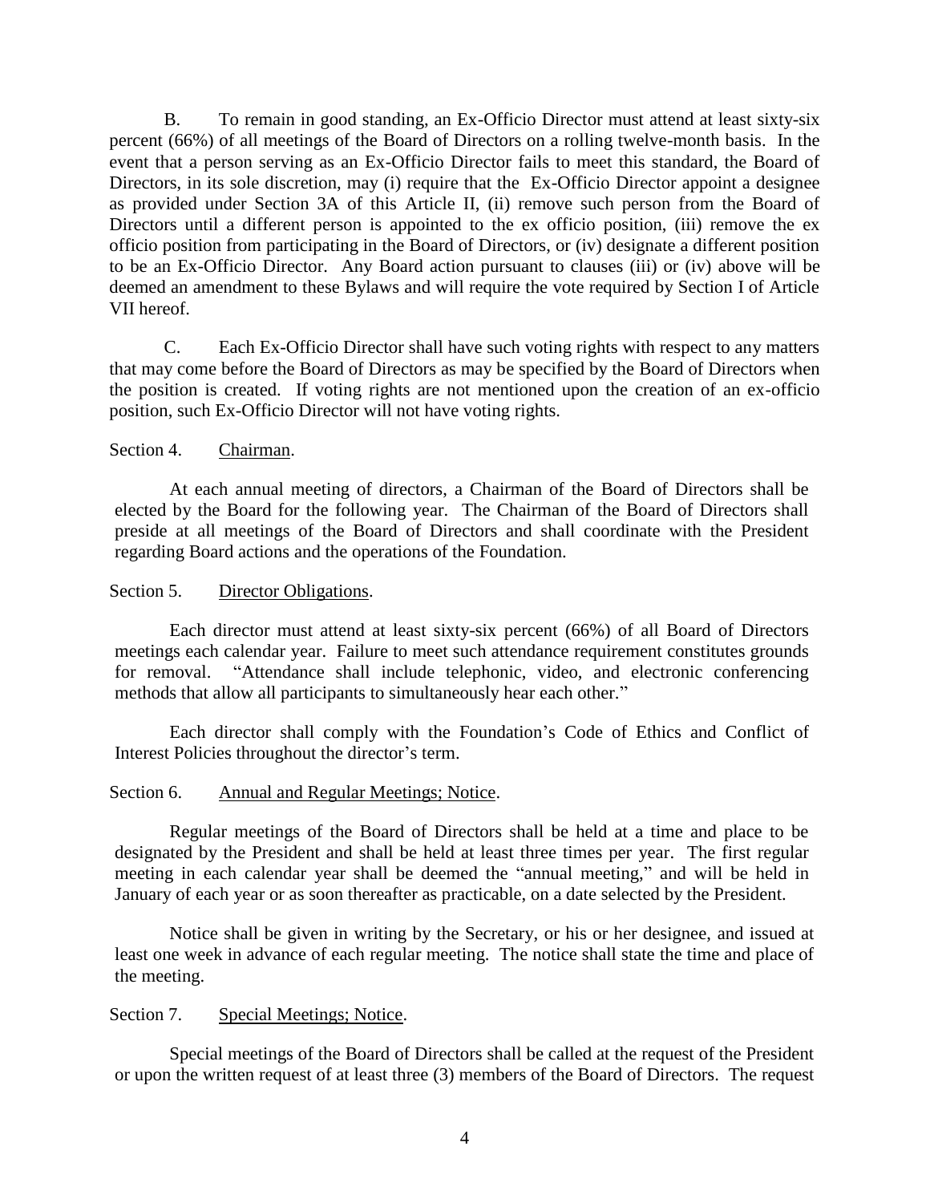B. To remain in good standing, an Ex-Officio Director must attend at least sixty-six percent (66%) of all meetings of the Board of Directors on a rolling twelve-month basis. In the event that a person serving as an Ex-Officio Director fails to meet this standard, the Board of Directors, in its sole discretion, may (i) require that the Ex-Officio Director appoint a designee as provided under Section 3A of this Article II, (ii) remove such person from the Board of Directors until a different person is appointed to the ex officio position, (iii) remove the ex officio position from participating in the Board of Directors, or (iv) designate a different position to be an Ex-Officio Director. Any Board action pursuant to clauses (iii) or (iv) above will be deemed an amendment to these Bylaws and will require the vote required by Section I of Article VII hereof.

C. Each Ex-Officio Director shall have such voting rights with respect to any matters that may come before the Board of Directors as may be specified by the Board of Directors when the position is created. If voting rights are not mentioned upon the creation of an ex-officio position, such Ex-Officio Director will not have voting rights.

Section 4. Chairman.

At each annual meeting of directors, a Chairman of the Board of Directors shall be elected by the Board for the following year. The Chairman of the Board of Directors shall preside at all meetings of the Board of Directors and shall coordinate with the President regarding Board actions and the operations of the Foundation.

Section 5. Director Obligations.

Each director must attend at least sixty-six percent (66%) of all Board of Directors meetings each calendar year. Failure to meet such attendance requirement constitutes grounds for removal. "Attendance shall include telephonic, video, and electronic conferencing methods that allow all participants to simultaneously hear each other."

Each director shall comply with the Foundation's Code of Ethics and Conflict of Interest Policies throughout the director's term.

Section 6. Annual and Regular Meetings; Notice.

Regular meetings of the Board of Directors shall be held at a time and place to be designated by the President and shall be held at least three times per year. The first regular meeting in each calendar year shall be deemed the "annual meeting," and will be held in January of each year or as soon thereafter as practicable, on a date selected by the President.

Notice shall be given in writing by the Secretary, or his or her designee, and issued at least one week in advance of each regular meeting. The notice shall state the time and place of the meeting.

Section 7. Special Meetings; Notice.

Special meetings of the Board of Directors shall be called at the request of the President or upon the written request of at least three (3) members of the Board of Directors. The request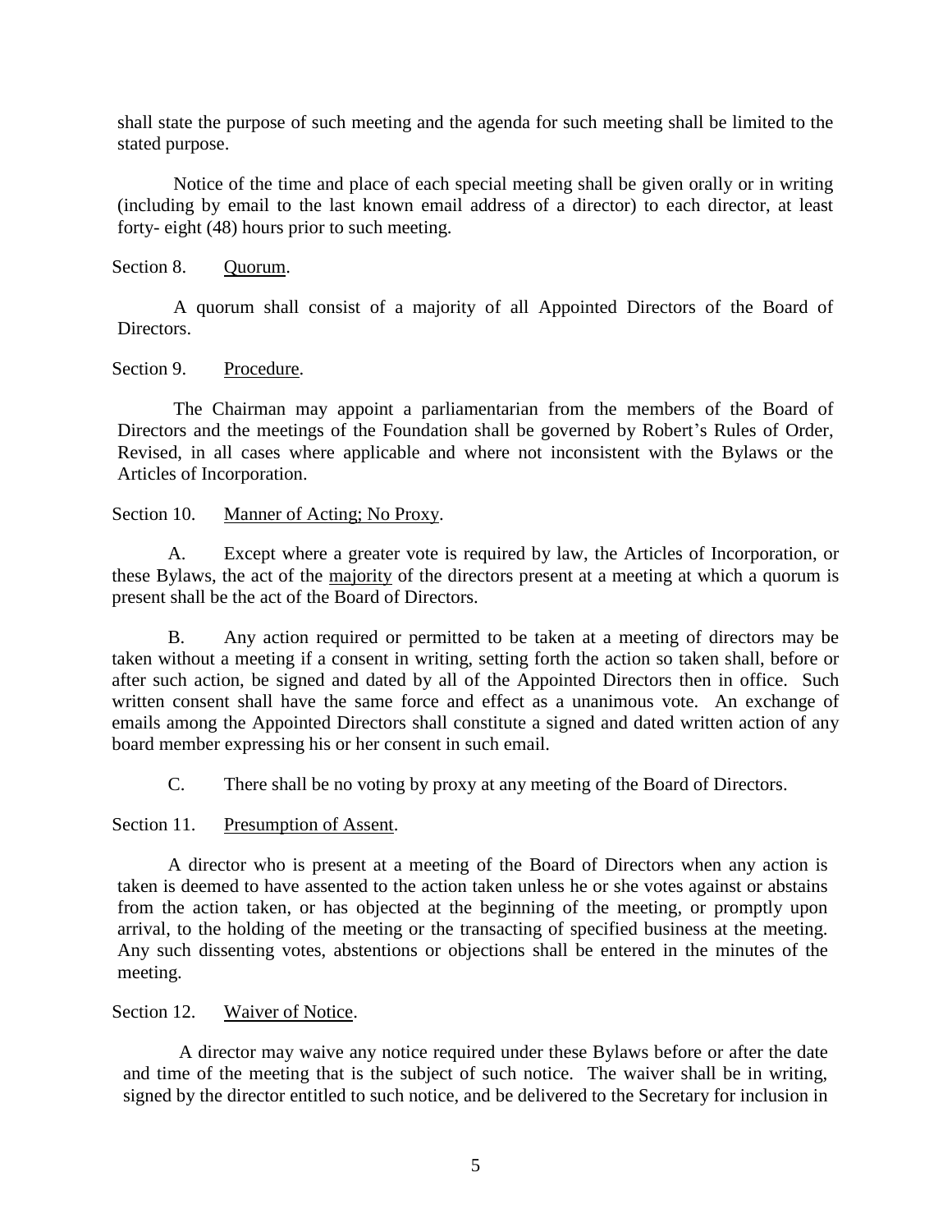shall state the purpose of such meeting and the agenda for such meeting shall be limited to the stated purpose.

Notice of the time and place of each special meeting shall be given orally or in writing (including by email to the last known email address of a director) to each director, at least forty- eight (48) hours prior to such meeting.

Section 8. Quorum.

A quorum shall consist of a majority of all Appointed Directors of the Board of Directors.

Section 9. Procedure.

The Chairman may appoint a parliamentarian from the members of the Board of Directors and the meetings of the Foundation shall be governed by Robert's Rules of Order, Revised, in all cases where applicable and where not inconsistent with the Bylaws or the Articles of Incorporation.

Section 10. Manner of Acting; No Proxy.

A. Except where a greater vote is required by law, the Articles of Incorporation, or these Bylaws, the act of the majority of the directors present at a meeting at which a quorum is present shall be the act of the Board of Directors.

B. Any action required or permitted to be taken at a meeting of directors may be taken without a meeting if a consent in writing, setting forth the action so taken shall, before or after such action, be signed and dated by all of the Appointed Directors then in office. Such written consent shall have the same force and effect as a unanimous vote. An exchange of emails among the Appointed Directors shall constitute a signed and dated written action of any board member expressing his or her consent in such email.

C. There shall be no voting by proxy at any meeting of the Board of Directors.

Section 11. Presumption of Assent.

A director who is present at a meeting of the Board of Directors when any action is taken is deemed to have assented to the action taken unless he or she votes against or abstains from the action taken, or has objected at the beginning of the meeting, or promptly upon arrival, to the holding of the meeting or the transacting of specified business at the meeting. Any such dissenting votes, abstentions or objections shall be entered in the minutes of the meeting.

Section 12. Waiver of Notice.

A director may waive any notice required under these Bylaws before or after the date and time of the meeting that is the subject of such notice. The waiver shall be in writing, signed by the director entitled to such notice, and be delivered to the Secretary for inclusion in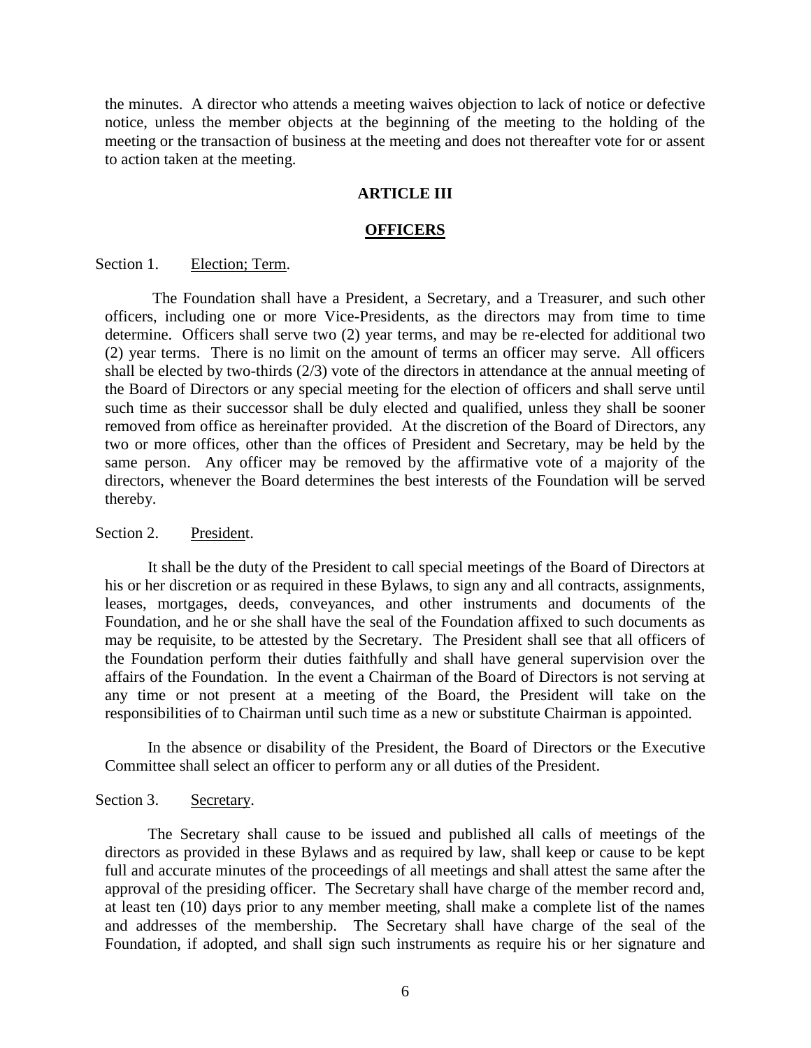the minutes. A director who attends a meeting waives objection to lack of notice or defective notice, unless the member objects at the beginning of the meeting to the holding of the meeting or the transaction of business at the meeting and does not thereafter vote for or assent to action taken at the meeting.

## ARTICLE III

## OFFICERS

Section 1. Election; Term.

The Foundation shall have a President, a Secretary, and a Treasurer, and such other officers, including one or more Vice-Presidents, as the directors may from time to time determine. Officers shall serve two (2) year terms, and may be re-elected for additional two (2) year terms. There is no limit on the amount of terms an officer may serve. All officers shall be elected by two-thirds (2/3) vote of the directors in attendance at the annual meeting of the Board of Directors or any special meeting for the election of officers and shall serve until such time as their successor shall be duly elected and qualified, unless they shall be sooner removed from office as hereinafter provided. At the discretion of the Board of Directors, any two or more offices, other than the offices of President and Secretary, may be held by the same person. Any officer may be removed by the affirmative vote of a majority of the directors, whenever the Board determines the best interests of the Foundation will be served thereby.

Section 2. President.

It shall be the duty of the President to call special meetings of the Board of Directors at his or her discretion or as required in these Bylaws, to sign any and all contracts, assignments, leases, mortgages, deeds, conveyances, and other instruments and documents of the Foundation, and he or she shall have the seal of the Foundation affixed to such documents as may be requisite, to be attested by the Secretary. The President shall see that all officers of the Foundation perform their duties faithfully and shall have general supervision over the affairs of the Foundation. In the event a Chairman of the Board of Directors is not serving at any time or not present at a meeting of the Board, the President will take on the responsibilities of to Chairman until such time as a new or substitute Chairman is appointed.

In the absence or disability of the President, the Board of Directors or the Executive Committee shall select an officer to perform any or all duties of the President.

Section 3. Secretary.

The Secretary shall cause to be issued and published all calls of meetings of the directors as provided in these Bylaws and as required by law, shall keep or cause to be kept full and accurate minutes of the proceedings of all meetings and shall attest the same after the approval of the presiding officer. The Secretary shall have charge of the member record and, at least ten (10) days prior to any member meeting, shall make a complete list of the names and addresses of the membership. The Secretary shall have charge of the seal of the Foundation, if adopted, and shall sign such instruments as require his or her signature and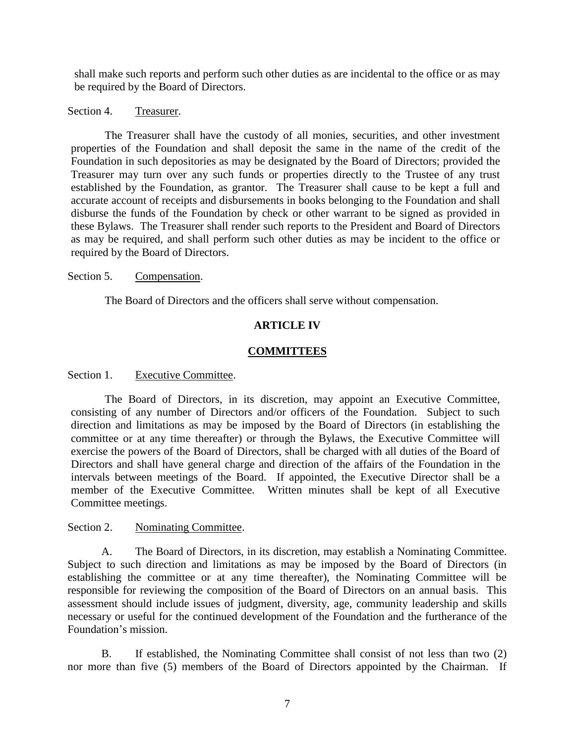shall make such reports and perform such other duties as are incidental to the office or as may be required by the Board of Directors.

Section 4. Treasurer.

The Treasurer shall have the custody of all monies, securities, and other investment properties of the Foundation and shall deposit the same in the name of the credit of the Foundation in such depositories as may be designated by the Board of Directors; provided the Treasurer may turn over any such funds or properties directly to the Trustee of any trust established by the Foundation, as grantor. The Treasurer shall cause to be kept a full and accurate account of receipts and disbursements in books belonging to the Foundation and shall disburse the funds of the Foundation by check or other warrant to be signed as provided in these Bylaws. The Treasurer shall render such reports to the President and Board of Directors as may be required, and shall perform such other duties as may be incident to the office or required by the Board of Directors.

Section 5. Compensation.

The Board of Directors and the officers shall serve without compensation.

## ARTICLE IV

## COMMITTEES

Section 1. Executive Committee.

The Board of Directors, in its discretion, may appoint an Executive Committee, consisting of any number of Directors and/or officers of the Foundation. Subject to such direction and limitations as may be imposed by the Board of Directors (in establishing the committee or at any time thereafter) or through the Bylaws, the Executive Committee will exercise the powers of the Board of Directors, shall be charged with all duties of the Board of Directors and shall have general charge and direction of the affairs of the Foundation in the intervals between meetings of the Board. If appointed, the Executive Director shall be a member of the Executive Committee. Written minutes shall be kept of all Executive Committee meetings.

Section 2. Nominating Committee.

A. The Board of Directors, in its discretion, may establish a Nominating Committee. Subject to such direction and limitations as may be imposed by the Board of Directors (in establishing the committee or at any time thereafter), the Nominating Committee will be responsible for reviewing the composition of the Board of Directors on an annual basis. This assessment should include issues of judgment, diversity, age, community leadership and skills necessary or useful for the continued development of the Foundation and the furtherance of the Foundation's mission.

B. If established, the Nominating Committee shall consist of not less than two (2) nor more than five (5) members of the Board of Directors appointed by the Chairman. If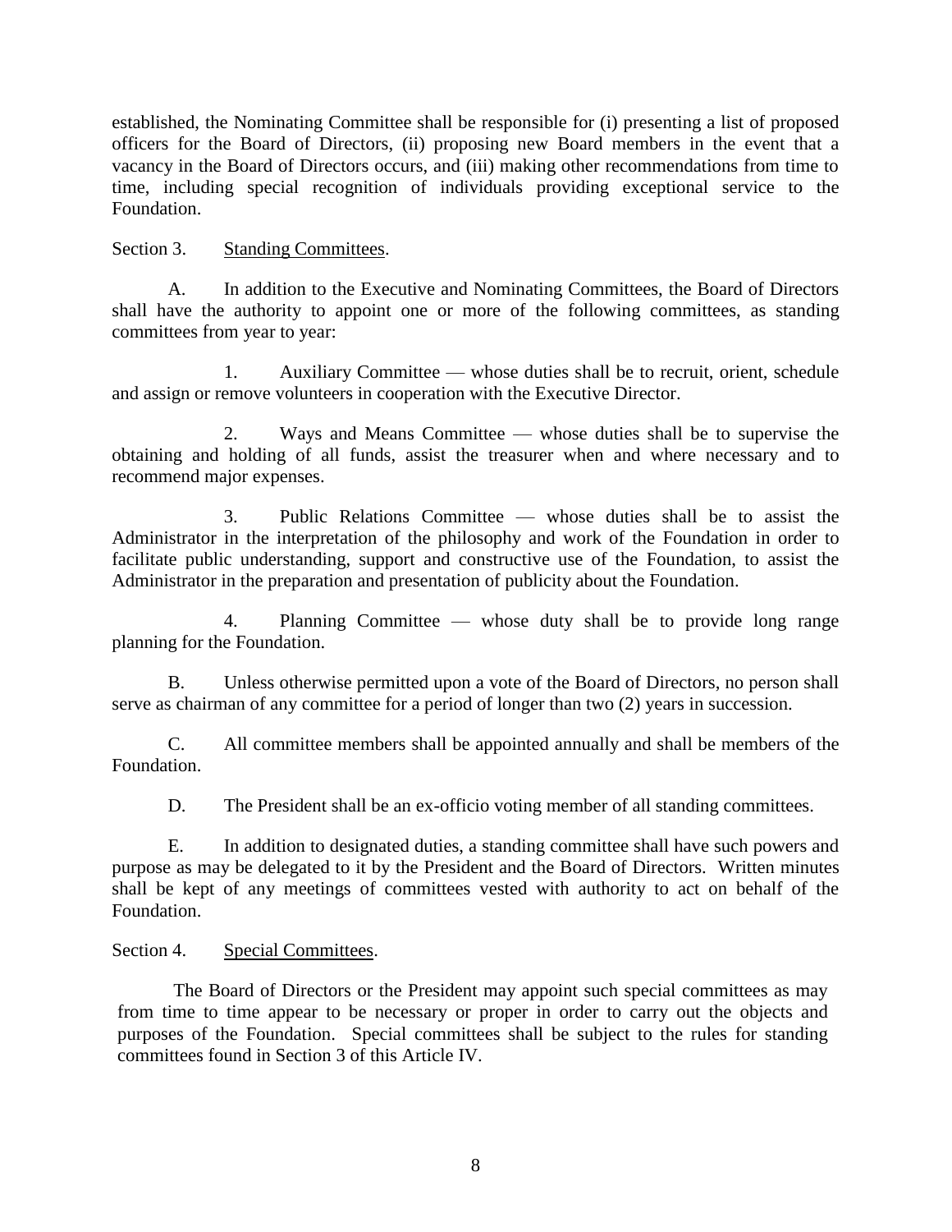established, the Nominating Committee shall be responsible for (i) presenting a list of proposed officers for the Board of Directors, (ii) proposing new Board members in the event that a vacancy in the Board of Directors occurs, and (iii) making other recommendations from time to time, including special recognition of individuals providing exceptional service to the Foundation.

Section 3. Standing Committees.

A. In addition to the Executive and Nominating Committees, the Board of Directors shall have the authority to appoint one or more of the following committees, as standing committees from year to year:

1. Auxiliary Committee — whose duties shall be to recruit, orient, schedule and assign or remove volunteers in cooperation with the Executive Director.

2. Ways and Means Committee — whose duties shall be to supervise the obtaining and holding of all funds, assist the treasurer when and where necessary and to recommend major expenses.

3. Public Relations Committee — whose duties shall be to assist the Administrator in the interpretation of the philosophy and work of the Foundation in order to facilitate public understanding, support and constructive use of the Foundation, to assist the Administrator in the preparation and presentation of publicity about the Foundation.

4. Planning Committee — whose duty shall be to provide long range planning for the Foundation.

B. Unless otherwise permitted upon a vote of the Board of Directors, no person shall serve as chairman of any committee for a period of longer than two (2) years in succession.

C. All committee members shall be appointed annually and shall be members of the Foundation.

D. The President shall be an ex-officio voting member of all standing committees.

E. In addition to designated duties, a standing committee shall have such powers and purpose as may be delegated to it by the President and the Board of Directors. Written minutes shall be kept of any meetings of committees vested with authority to act on behalf of the Foundation.

Section 4. Special Committees.

The Board of Directors or the President may appoint such special committees as may from time to time appear to be necessary or proper in order to carry out the objects and purposes of the Foundation. Special committees shall be subject to the rules for standing committees found in Section 3 of this Article IV.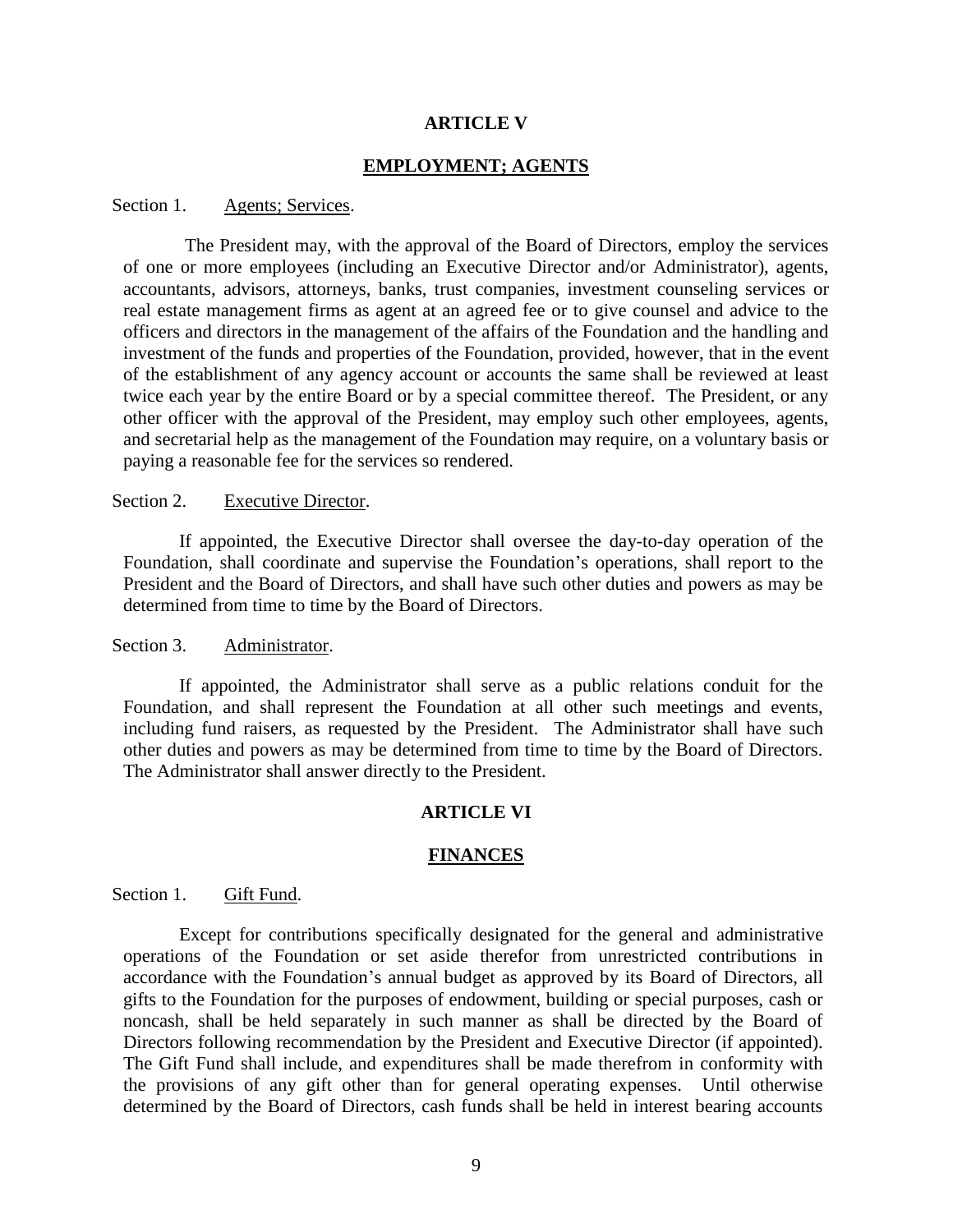## ARTICLE V

## EMPLOYMENT; AGENTS

Section 1. Agents; Services.

The President may, with the approval of the Board of Directors, employ the services of one or more employees (including an Executive Director and/or Administrator), agents, accountants, advisors, attorneys, banks, trust companies, investment counseling services or real estate management firms as agent at an agreed fee or to give counsel and advice to the officers and directors in the management of the affairs of the Foundation and the handling and investment of the funds and properties of the Foundation, provided, however, that in the event of the establishment of any agency account or accounts the same shall be reviewed at least twice each year by the entire Board or by a special committee thereof. The President, or any other officer with the approval of the President, may employ such other employees, agents, and secretarial help as the management of the Foundation may require, on a voluntary basis or paying a reasonable fee for the services so rendered.

Section 2. Executive Director.

If appointed, the Executive Director shall oversee the day-to-day operation of the Foundation, shall coordinate and supervise the Foundation's operations, shall report to the President and the Board of Directors, and shall have such other duties and powers as may be determined from time to time by the Board of Directors.

Section 3. Administrator.

If appointed, the Administrator shall serve as a public relations conduit for the Foundation, and shall represent the Foundation at all other such meetings and events, including fund raisers, as requested by the President. The Administrator shall have such other duties and powers as may be determined from time to time by the Board of Directors. The Administrator shall answer directly to the President.

## ARTICLE VI

## FINANCES

Section 1. Gift Fund.

Except for contributions specifically designated for the general and administrative operations of the Foundation or set aside therefor from unrestricted contributions in accordance with the Foundation's annual budget as approved by its Board of Directors, all gifts to the Foundation for the purposes of endowment, building or special purposes, cash or noncash, shall be held separately in such manner as shall be directed by the Board of Directors following recommendation by the President and Executive Director (if appointed). The Gift Fund shall include, and expenditures shall be made therefrom in conformity with the provisions of any gift other than for general operating expenses. Until otherwise determined by the Board of Directors, cash funds shall be held in interest bearing accounts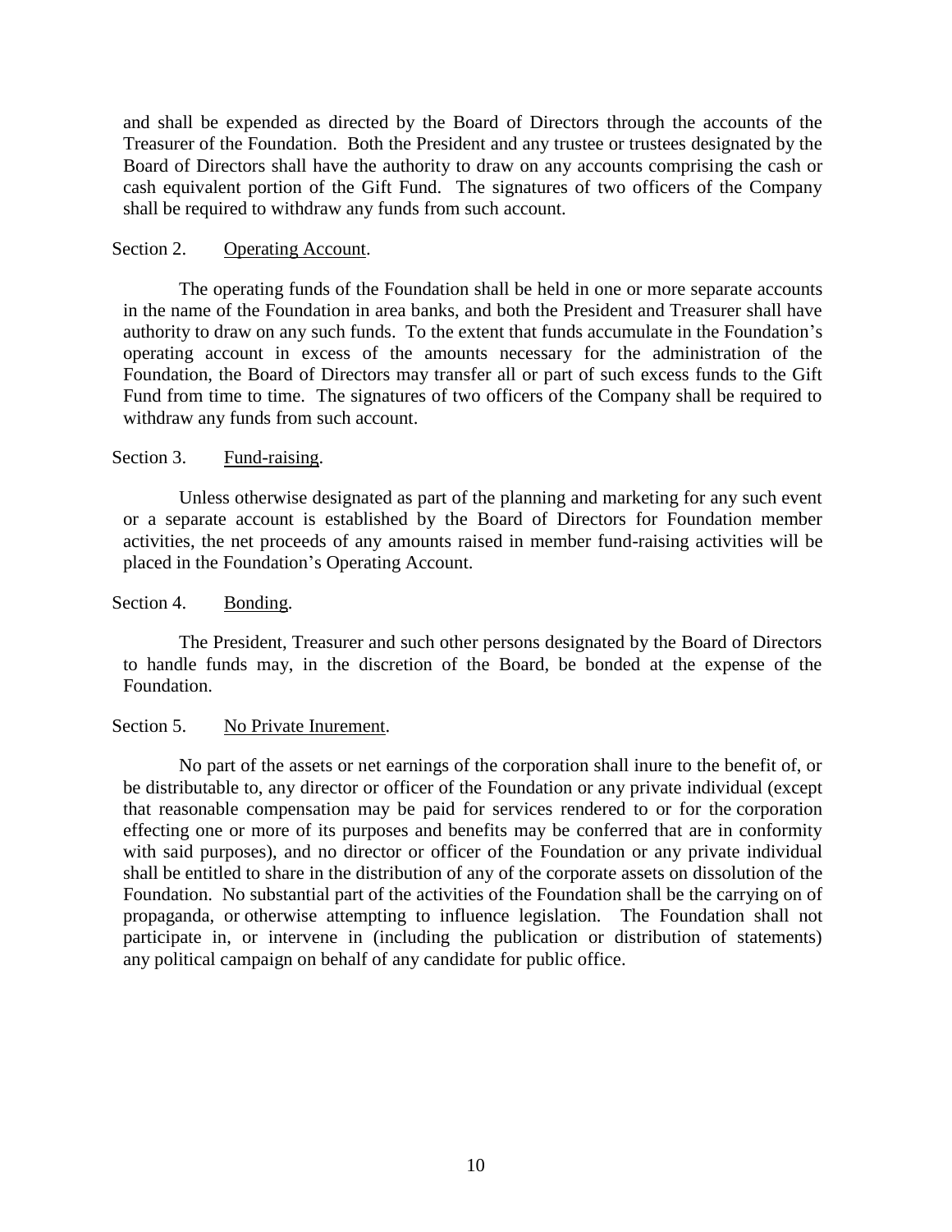and shall be expended as directed by the Board of Directors through the accounts of the Treasurer of the Foundation. Both the President and any trustee or trustees designated by the Board of Directors shall have the authority to draw on any accounts comprising the cash or cash equivalent portion of the Gift Fund. The signatures of two officers of the Company shall be required to withdraw any funds from such account.

Section 2. Operating Account.

The operating funds of the Foundation shall be held in one or more separate accounts in the name of the Foundation in area banks, and both the President and Treasurer shall have authority to draw on any such funds. To the extent that funds accumulate in the Foundation's operating account in excess of the amounts necessary for the administration of the Foundation, the Board of Directors may transfer all or part of such excess funds to the Gift Fund from time to time. The signatures of two officers of the Company shall be required to withdraw any funds from such account.

Section 3. Fund-raising.

Unless otherwise designated as part of the planning and marketing for any such event or a separate account is established by the Board of Directors for Foundation member activities, the net proceeds of any amounts raised in member fund-raising activities will be placed in the Foundation's Operating Account.

Section 4. Bonding.

The President, Treasurer and such other persons designated by the Board of Directors to handle funds may, in the discretion of the Board, be bonded at the expense of the Foundation.

Section 5. No Private Inurement.

No part of the assets or net earnings of the corporation shall inure to the benefit of, or be distributable to, any director or officer of the Foundation or any private individual (except that reasonable compensation may be paid for services rendered to or for the corporation effecting one or more of its purposes and benefits may be conferred that are in conformity with said purposes), and no director or officer of the Foundation or any private individual shall be entitled to share in the distribution of any of the corporate assets on dissolution of the Foundation. No substantial part of the activities of the Foundation shall be the carrying on of propaganda, or otherwise attempting to influence legislation. The Foundation shall not participate in, or intervene in (including the publication or distribution of statements) any political campaign on behalf of any candidate for public office.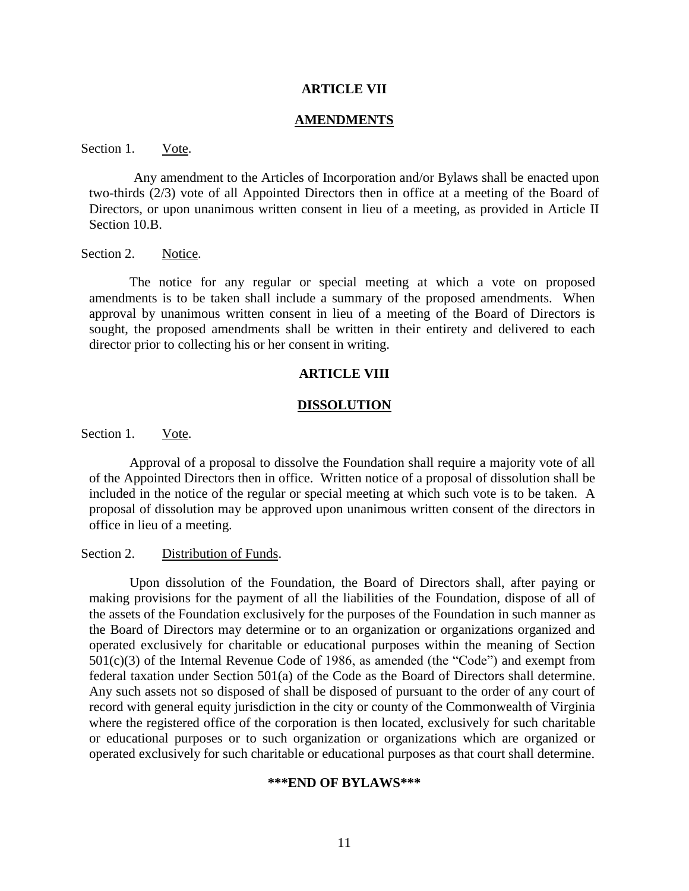## ARTICLE VII

## AMENDMENTS

Section 1. Vote.

Any amendment to the Articles of Incorporation and/or Bylaws shall be enacted upon two-thirds (2/3) vote of all Appointed Directors then in office at a meeting of the Board of Directors, or upon unanimous written consent in lieu of a meeting, as provided in Article II Section 10.B.

Section 2. Notice.

The notice for any regular or special meeting at which a vote on proposed amendments is to be taken shall include a summary of the proposed amendments. When approval by unanimous written consent in lieu of a meeting of the Board of Directors is sought, the proposed amendments shall be written in their entirety and delivered to each director prior to collecting his or her consent in writing.

## ARTICLE VIII

## DISSOLUTION

Section 1. Vote.

Approval of a proposal to dissolve the Foundation shall require a majority vote of all of the Appointed Directors then in office. Written notice of a proposal of dissolution shall be included in the notice of the regular or special meeting at which such vote is to be taken. A proposal of dissolution may be approved upon unanimous written consent of the directors in office in lieu of a meeting.

Section 2. Distribution of Funds.

Upon dissolution of the Foundation, the Board of Directors shall, after paying or making provisions for the payment of all the liabilities of the Foundation, dispose of all of the assets of the Foundation exclusively for the purposes of the Foundation in such manner as the Board of Directors may determine or to an organization or organizations organized and operated exclusively for charitable or educational purposes within the meaning of Section 501(c)(3) of the Internal Revenue Code of 1986, as amended (the "Code") and exempt from federal taxation under Section 501(a) of the Code as the Board of Directors shall determine. Any such assets not so disposed of shall be disposed of pursuant to the order of any court of record with general equity jurisdiction in the city or county of the Commonwealth of Virginia where the registered office of the corporation is then located, exclusively for such charitable or educational purposes or to such organization or organizations which are organized or operated exclusively for such charitable or educational purposes as that court shall determine.

**\*\*\*END OF BYLAWS\*\*\***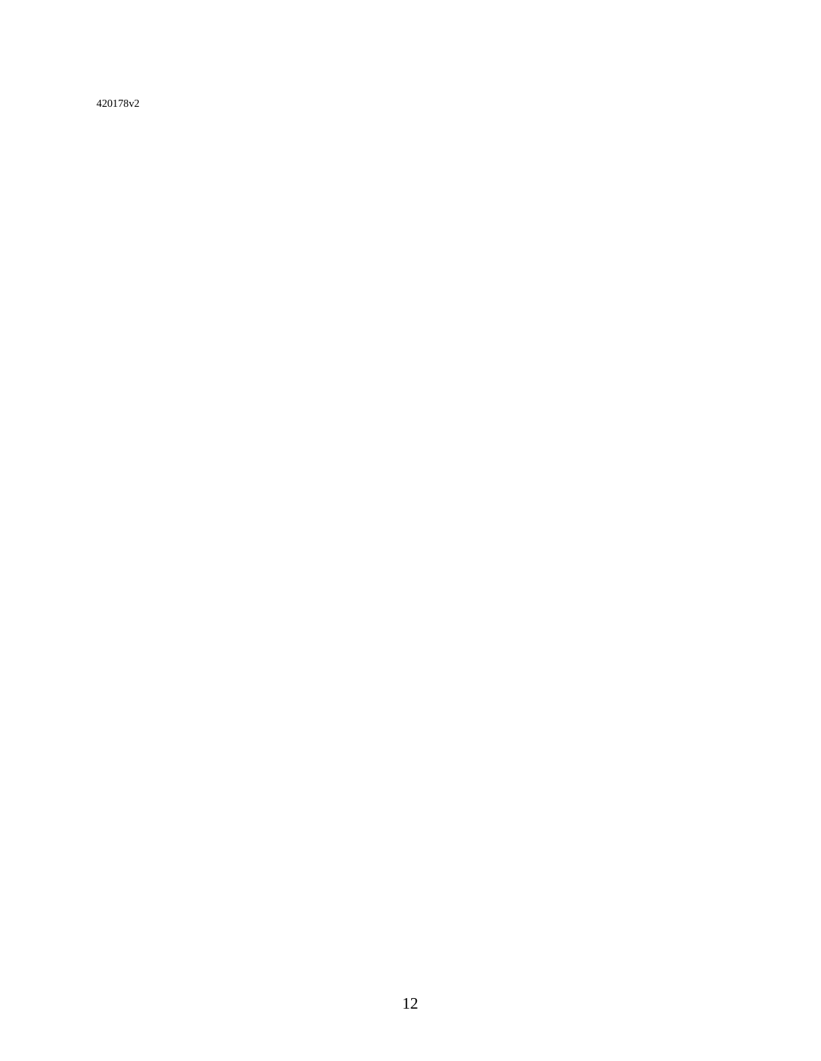420178v2